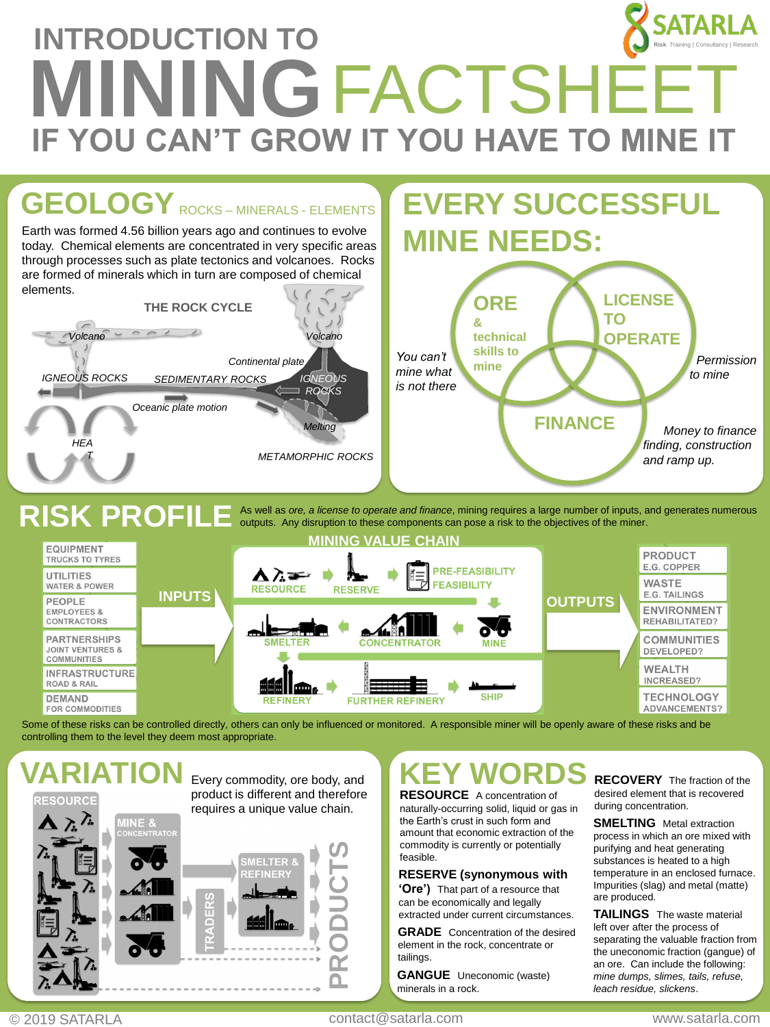# INTRODUCTION TO MINING FACTSHEET

## IF YOU CAN'T GROW IT YOU HAVE TO MINE IT

SATARLA — Risk | Training | Consultancy | Research

## GEOLOGY ROCKS – MINERALS - ELEMENTS

Earth was formed 4.56 billion years ago and continues to evolve today. Chemical elements are concentrated in very specific areas through processes such as plate tectonics and volcanoes. Rocks are formed of minerals which in turn are composed of chemical elements.

THE ROCK CYCLE

Volcano, Volcano, Continental plate, IGNEOUS ROCKS, SEDIMENTARY ROCKS, IGNEOUS ROCKS, Oceanic plate motion, Melting, HEAT, METAMORPHIC ROCKS

## EVERY SUCCESSFUL MINE NEEDS:

- **ORE** & technical skills to mine — *You can't mine what is not there*
- **LICENSE TO OPERATE** — *Permission to mine*
- **FINANCE** — *Money to finance finding, construction and ramp up.*

## RISK PROFILE

As well as *ore, a license to operate and finance*, mining requires a large number of inputs, and generates numerous outputs. Any disruption to these components can pose a risk to the objectives of the miner.

**INPUTS**
- EQUIPMENT — TRUCKS TO TYRES
- UTILITIES — WATER & POWER
- PEOPLE — EMPLOYEES & CONTRACTORS
- PARTNERSHIPS — JOINT VENTURES & COMMUNITIES
- INFRASTRUCTURE — ROAD & RAIL
- DEMAND — FOR COMMODITIES

**MINING VALUE CHAIN**

RESOURCE → RESERVE → PRE-FEASIBILITY FEASIBILITY → MINE → CONCENTRATOR → SMELTER → REFINERY → FURTHER REFINERY → SHIP

**OUTPUTS**
- PRODUCT — E.G. COPPER
- WASTE — E.G. TAILINGS
- ENVIRONMENT — REHABILITATED?
- COMMUNITIES — DEVELOPED?
- WEALTH — INCREASED?
- TECHNOLOGY — ADVANCEMENTS?

Some of these risks can be controlled directly, others can only be influenced or monitored. A responsible miner will be openly aware of these risks and be controlling them to the level they deem most appropriate.

## VARIATION

Every commodity, ore body, and product is different and therefore requires a unique value chain.

RESOURCE → MINE & CONCENTRATOR → SMELTER & REFINERY → TRADERS → PRODUCTS

## KEY WORDS

**RESOURCE** A concentration of naturally-occurring solid, liquid or gas in the Earth's crust in such form and amount that economic extraction of the commodity is currently or potentially feasible.

**RESERVE (synonymous with 'Ore')** That part of a resource that can be economically and legally extracted under current circumstances.

**GRADE** Concentration of the desired element in the rock, concentrate or tailings.

**GANGUE** Uneconomic (waste) minerals in a rock.

**RECOVERY** The fraction of the desired element that is recovered during concentration.

**SMELTING** Metal extraction process in which an ore mixed with purifying and heat generating substances is heated to a high temperature in an enclosed furnace. Impurities (slag) and metal (matte) are produced.

**TAILINGS** The waste material left over after the process of separating the valuable fraction from the uneconomic fraction (gangue) of an ore. Can include the following: *mine dumps, slimes, tails, refuse, leach residue, slickens*.

© 2019 SATARLA contact@satarla.com www.satarla.com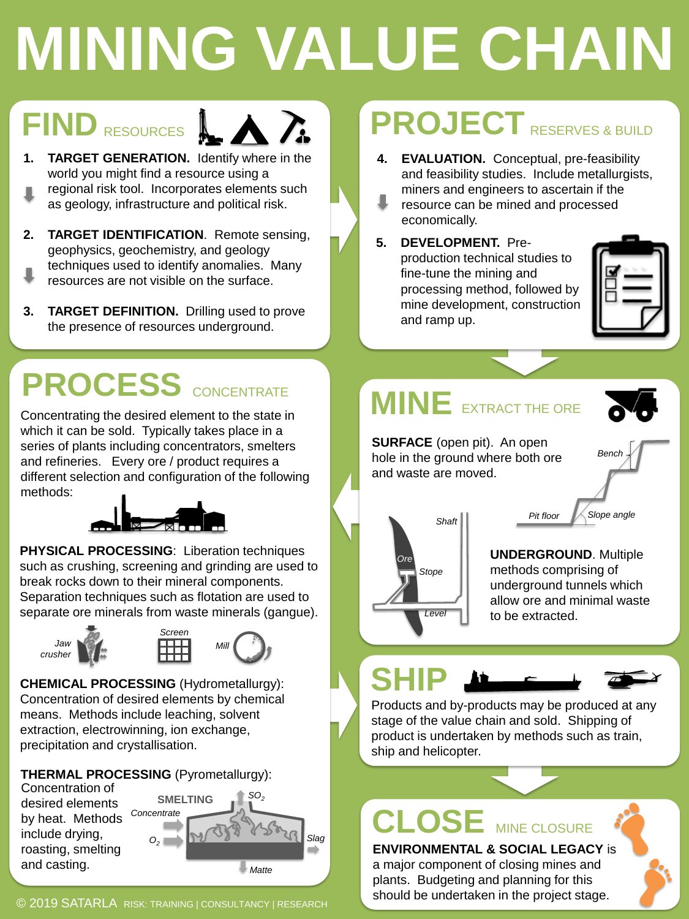# MINING VALUE CHAIN

## FIND RESOURCES

1. **TARGET GENERATION.** Identify where in the world you might find a resource using a regional risk tool. Incorporates elements such as geology, infrastructure and political risk.
2. **TARGET IDENTIFICATION**. Remote sensing, geophysics, geochemistry, and geology techniques used to identify anomalies. Many resources are not visible on the surface.
3. **TARGET DEFINITION.** Drilling used to prove the presence of resources underground.

## PROJECT RESERVES & BUILD

4. **EVALUATION.** Conceptual, pre-feasibility and feasibility studies. Include metallurgists, miners and engineers to ascertain if the resource can be mined and processed economically.
5. **DEVELOPMENT.** Pre-production technical studies to fine-tune the mining and processing method, followed by mine development, construction and ramp up.

## MINE EXTRACT THE ORE

**SURFACE** (open pit). An open hole in the ground where both ore and waste are moved.

Bench

Pit floor

Slope angle

Shaft

Ore

Stope

Level

**UNDERGROUND**. Multiple methods comprising of underground tunnels which allow ore and minimal waste to be extracted.

## PROCESS CONCENTRATE

Concentrating the desired element to the state in which it can be sold. Typically takes place in a series of plants including concentrators, smelters and refineries. Every ore / product requires a different selection and configuration of the following methods:

**PHYSICAL PROCESSING**: Liberation techniques such as crushing, screening and grinding are used to break rocks down to their mineral components. Separation techniques such as flotation are used to separate ore minerals from waste minerals (gangue).

Jaw crusher

Screen

Mill

**CHEMICAL PROCESSING** (Hydrometallurgy): Concentration of desired elements by chemical means. Methods include leaching, solvent extraction, electrowinning, ion exchange, precipitation and crystallisation.

**THERMAL PROCESSING** (Pyrometallurgy): Concentration of desired elements by heat. Methods include drying, roasting, smelting and casting.

SMELTING

Concentrate

$O_2$

$SO_2$

Slag

Matte

## SHIP

Products and by-products may be produced at any stage of the value chain and sold. Shipping of product is undertaken by methods such as train, ship and helicopter.

## CLOSE MINE CLOSURE

**ENVIRONMENTAL & SOCIAL LEGACY** is a major component of closing mines and plants. Budgeting and planning for this should be undertaken in the project stage.

© 2019 SATARLA RISK: TRAINING | CONSULTANCY | RESEARCH